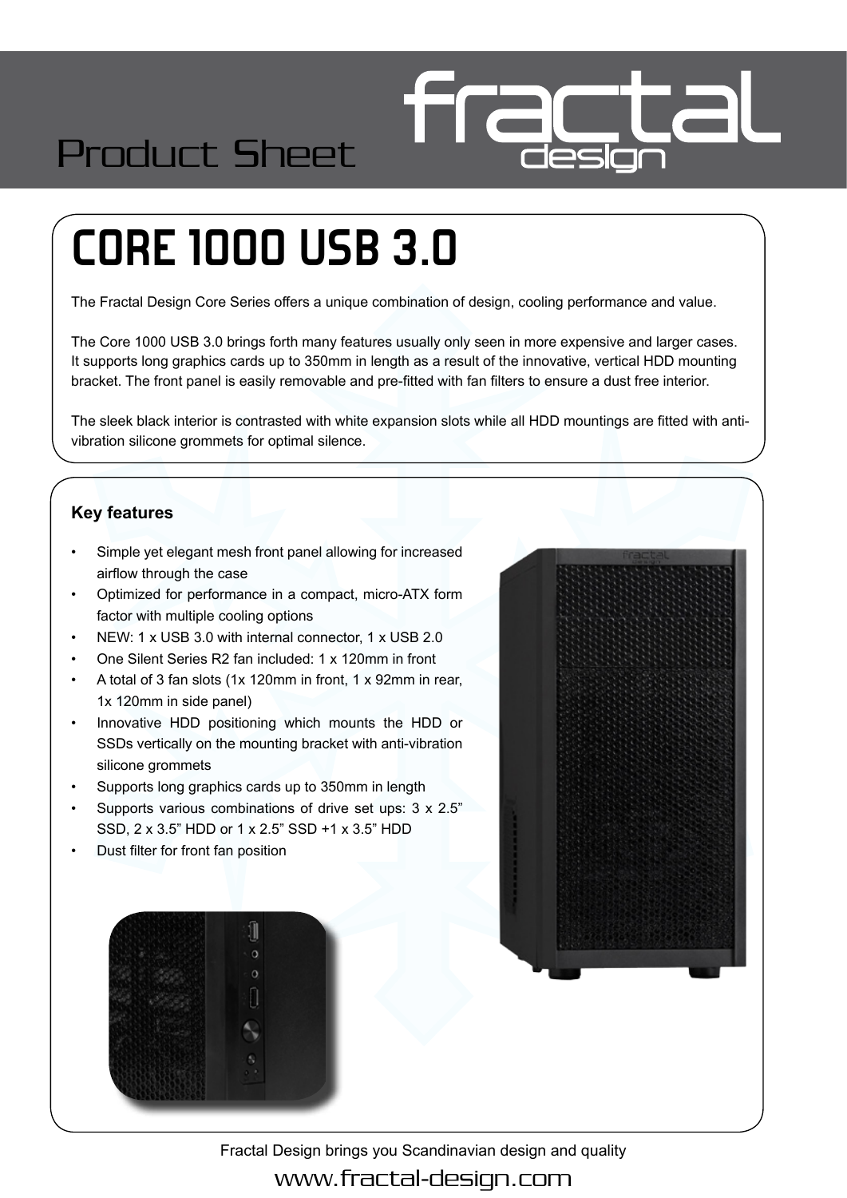Product Sheet

fractal design

# CORE 1000 USB 3.0

The Fractal Design Core Series offers a unique combination of design, cooling performance and value.

The Core 1000 USB 3.0 brings forth many features usually only seen in more expensive and larger cases. It supports long graphics cards up to 350mm in length as a result of the innovative, vertical HDD mounting bracket. The front panel is easily removable and pre-fitted with fan filters to ensure a dust free interior.

The sleek black interior is contrasted with white expansion slots while all HDD mountings are fitted with anti-vibration silicone grommets for optimal silence.

## Key features

- Simple yet elegant mesh front panel allowing for increased airflow through the case
- Optimized for performance in a compact, micro-ATX form factor with multiple cooling options
- NEW: 1 x USB 3.0 with internal connector, 1 x USB 2.0
- One Silent Series R2 fan included: 1 x 120mm in front
- A total of 3 fan slots (1x 120mm in front, 1 x 92mm in rear, 1x 120mm in side panel)
- Innovative HDD positioning which mounts the HDD or SSDs vertically on the mounting bracket with anti-vibration silicone grommets
- Supports long graphics cards up to 350mm in length
- Supports various combinations of drive set ups: 3 x 2.5” SSD, 2 x 3.5” HDD or 1 x 2.5” SSD +1 x 3.5” HDD
- Dust filter for front fan position

Fractal Design brings you Scandinavian design and quality

www.fractal-design.com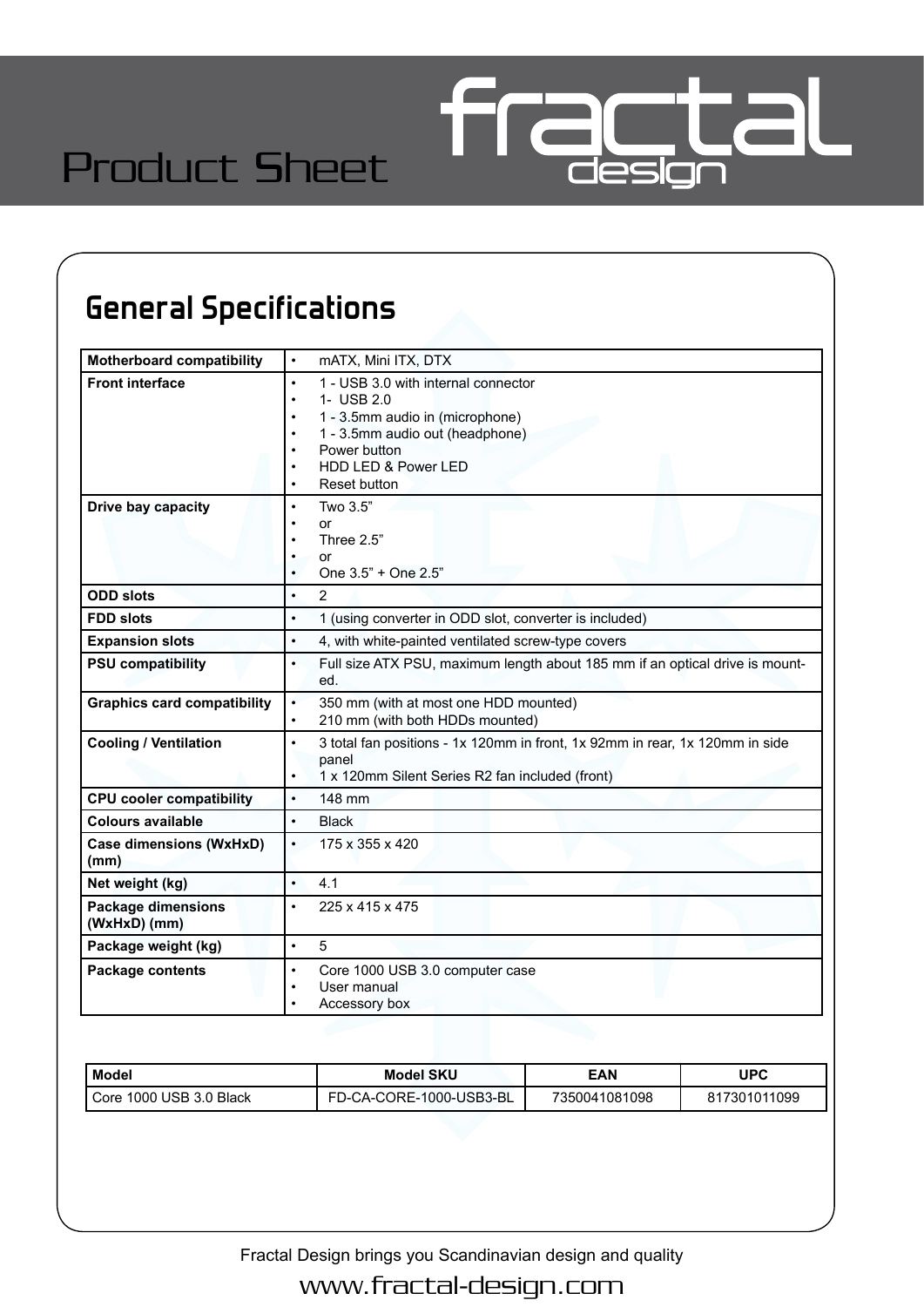# Product Sheet

## General Specifications

| | |
|---|---|
| **Motherboard compatibility** | • mATX, Mini ITX, DTX |
| **Front interface** | • 1 - USB 3.0 with internal connector<br>• 1- USB 2.0<br>• 1 - 3.5mm audio in (microphone)<br>• 1 - 3.5mm audio out (headphone)<br>• Power button<br>• HDD LED & Power LED<br>• Reset button |
| **Drive bay capacity** | • Two 3.5"<br>• or<br>• Three 2.5"<br>• or<br>• One 3.5" + One 2.5" |
| **ODD slots** | • 2 |
| **FDD slots** | • 1 (using converter in ODD slot, converter is included) |
| **Expansion slots** | • 4, with white-painted ventilated screw-type covers |
| **PSU compatibility** | • Full size ATX PSU, maximum length about 185 mm if an optical drive is mounted. |
| **Graphics card compatibility** | • 350 mm (with at most one HDD mounted)<br>• 210 mm (with both HDDs mounted) |
| **Cooling / Ventilation** | • 3 total fan positions - 1x 120mm in front, 1x 92mm in rear, 1x 120mm in side panel<br>• 1 x 120mm Silent Series R2 fan included (front) |
| **CPU cooler compatibility** | • 148 mm |
| **Colours available** | • Black |
| **Case dimensions (WxHxD) (mm)** | • 175 x 355 x 420 |
| **Net weight (kg)** | • 4.1 |
| **Package dimensions (WxHxD) (mm)** | • 225 x 415 x 475 |
| **Package weight (kg)** | • 5 |
| **Package contents** | • Core 1000 USB 3.0 computer case<br>• User manual<br>• Accessory box |

| Model | Model SKU | EAN | UPC |
|---|---|---|---|
| Core 1000 USB 3.0 Black | FD-CA-CORE-1000-USB3-BL | 7350041081098 | 817301011099 |

Fractal Design brings you Scandinavian design and quality

www.fractal-design.com